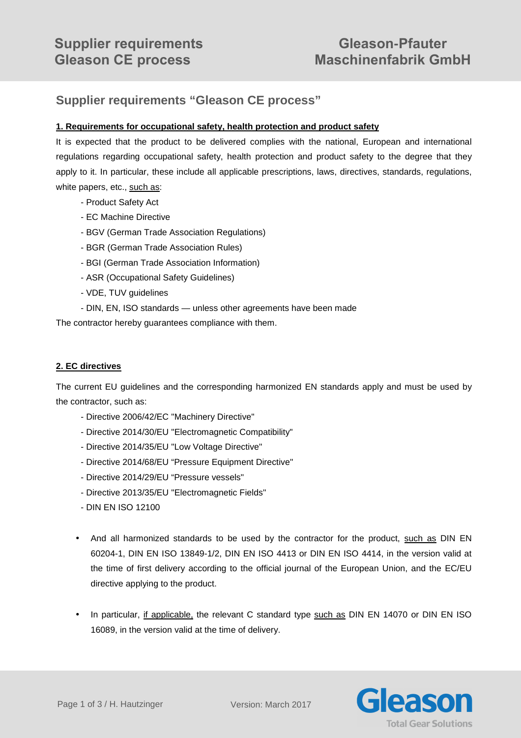# Supplier requirements "Gleason CE process"

**1. Requirements for occupational safety, health protection and product safety**

It is expected that the product to be delivered complies with the national, European and international regulations regarding occupational safety, health protection and product safety to the degree that they apply to it. In particular, these include all applicable prescriptions, laws, directives, standards, regulations, white papers, etc., such as:

- Product Safety Act
- EC Machine Directive
- BGV (German Trade Association Regulations)
- BGR (German Trade Association Rules)
- BGI (German Trade Association Information)
- ASR (Occupational Safety Guidelines)
- VDE, TUV guidelines
- DIN, EN, ISO standards — unless other agreements have been made

The contractor hereby guarantees compliance with them.

**2. EC directives**

The current EU guidelines and the corresponding harmonized EN standards apply and must be used by the contractor, such as:

- Directive 2006/42/EC "Machinery Directive"
- Directive 2014/30/EU "Electromagnetic Compatibility"
- Directive 2014/35/EU "Low Voltage Directive"
- Directive 2014/68/EU "Pressure Equipment Directive"
- Directive 2014/29/EU "Pressure vessels"
- Directive 2013/35/EU "Electromagnetic Fields"
- DIN EN ISO 12100

- And all harmonized standards to be used by the contractor for the product, such as DIN EN 60204-1, DIN EN ISO 13849-1/2, DIN EN ISO 4413 or DIN EN ISO 4414, in the version valid at the time of first delivery according to the official journal of the European Union, and the EC/EU directive applying to the product.

- In particular, if applicable, the relevant C standard type such as DIN EN 14070 or DIN EN ISO 16089, in the version valid at the time of delivery.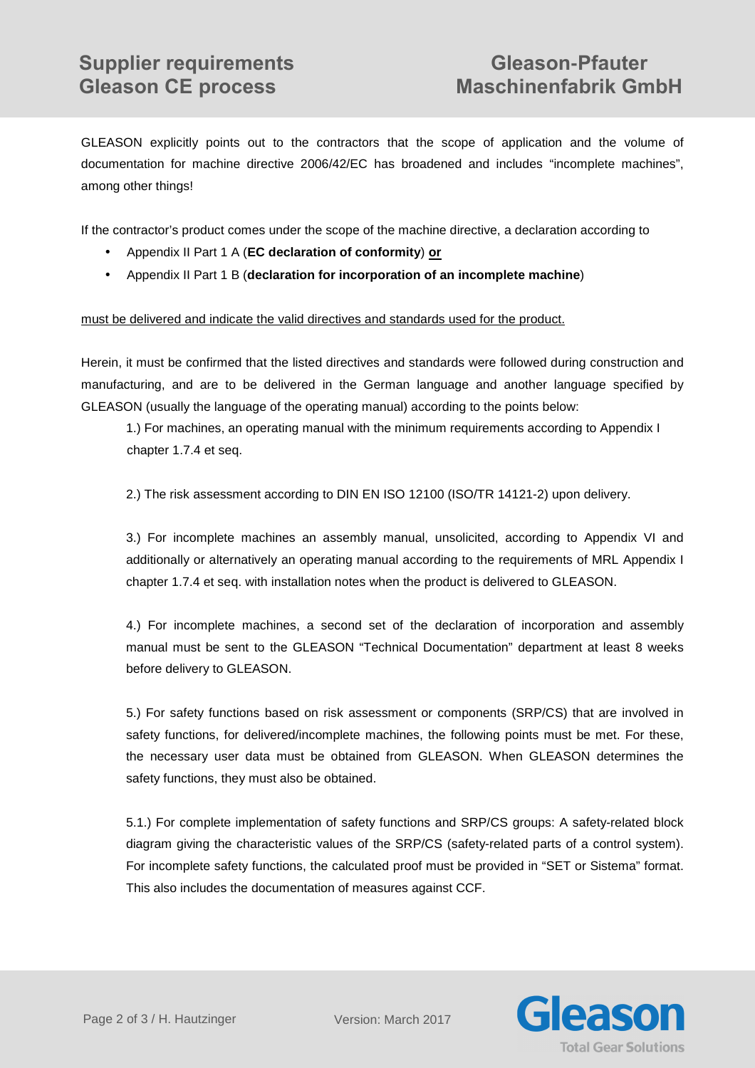GLEASON explicitly points out to the contractors that the scope of application and the volume of documentation for machine directive 2006/42/EC has broadened and includes “incomplete machines”, among other things!

If the contractor’s product comes under the scope of the machine directive, a declaration according to

- Appendix II Part 1 A (**EC declaration of conformity**) **or**
- Appendix II Part 1 B (**declaration for incorporation of an incomplete machine**)

must be delivered and indicate the valid directives and standards used for the product.

Herein, it must be confirmed that the listed directives and standards were followed during construction and manufacturing, and are to be delivered in the German language and another language specified by GLEASON (usually the language of the operating manual) according to the points below:

1.) For machines, an operating manual with the minimum requirements according to Appendix I chapter 1.7.4 et seq.

2.) The risk assessment according to DIN EN ISO 12100 (ISO/TR 14121-2) upon delivery.

3.) For incomplete machines an assembly manual, unsolicited, according to Appendix VI and additionally or alternatively an operating manual according to the requirements of MRL Appendix I chapter 1.7.4 et seq. with installation notes when the product is delivered to GLEASON.

4.) For incomplete machines, a second set of the declaration of incorporation and assembly manual must be sent to the GLEASON “Technical Documentation” department at least 8 weeks before delivery to GLEASON.

5.) For safety functions based on risk assessment or components (SRP/CS) that are involved in safety functions, for delivered/incomplete machines, the following points must be met. For these, the necessary user data must be obtained from GLEASON. When GLEASON determines the safety functions, they must also be obtained.

5.1.) For complete implementation of safety functions and SRP/CS groups: A safety-related block diagram giving the characteristic values of the SRP/CS (safety-related parts of a control system). For incomplete safety functions, the calculated proof must be provided in “SET or Sistema” format. This also includes the documentation of measures against CCF.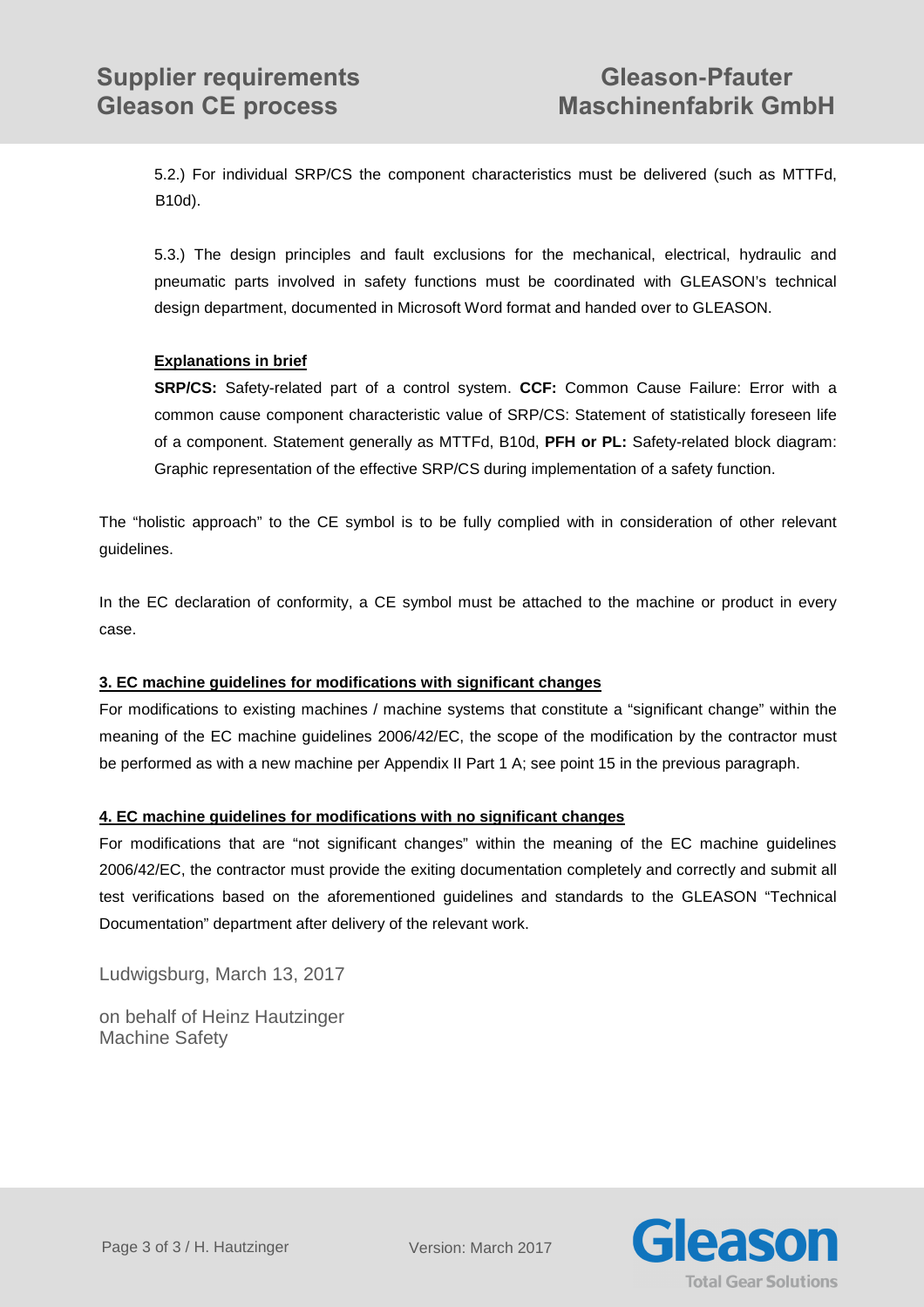5.2.) For individual SRP/CS the component characteristics must be delivered (such as MTTFd, B10d).

5.3.) The design principles and fault exclusions for the mechanical, electrical, hydraulic and pneumatic parts involved in safety functions must be coordinated with GLEASON's technical design department, documented in Microsoft Word format and handed over to GLEASON.

**Explanations in brief**

**SRP/CS:** Safety-related part of a control system. **CCF:** Common Cause Failure: Error with a common cause component characteristic value of SRP/CS: Statement of statistically foreseen life of a component. Statement generally as MTTFd, B10d, **PFH or PL:** Safety-related block diagram: Graphic representation of the effective SRP/CS during implementation of a safety function.

The "holistic approach" to the CE symbol is to be fully complied with in consideration of other relevant guidelines.

In the EC declaration of conformity, a CE symbol must be attached to the machine or product in every case.

## 3. EC machine guidelines for modifications with significant changes

For modifications to existing machines / machine systems that constitute a "significant change" within the meaning of the EC machine guidelines 2006/42/EC, the scope of the modification by the contractor must be performed as with a new machine per Appendix II Part 1 A; see point 15 in the previous paragraph.

## 4. EC machine guidelines for modifications with no significant changes

For modifications that are "not significant changes" within the meaning of the EC machine guidelines 2006/42/EC, the contractor must provide the exiting documentation completely and correctly and submit all test verifications based on the aforementioned guidelines and standards to the GLEASON "Technical Documentation" department after delivery of the relevant work.

Ludwigsburg, March 13, 2017

on behalf of Heinz Hautzinger
Machine Safety